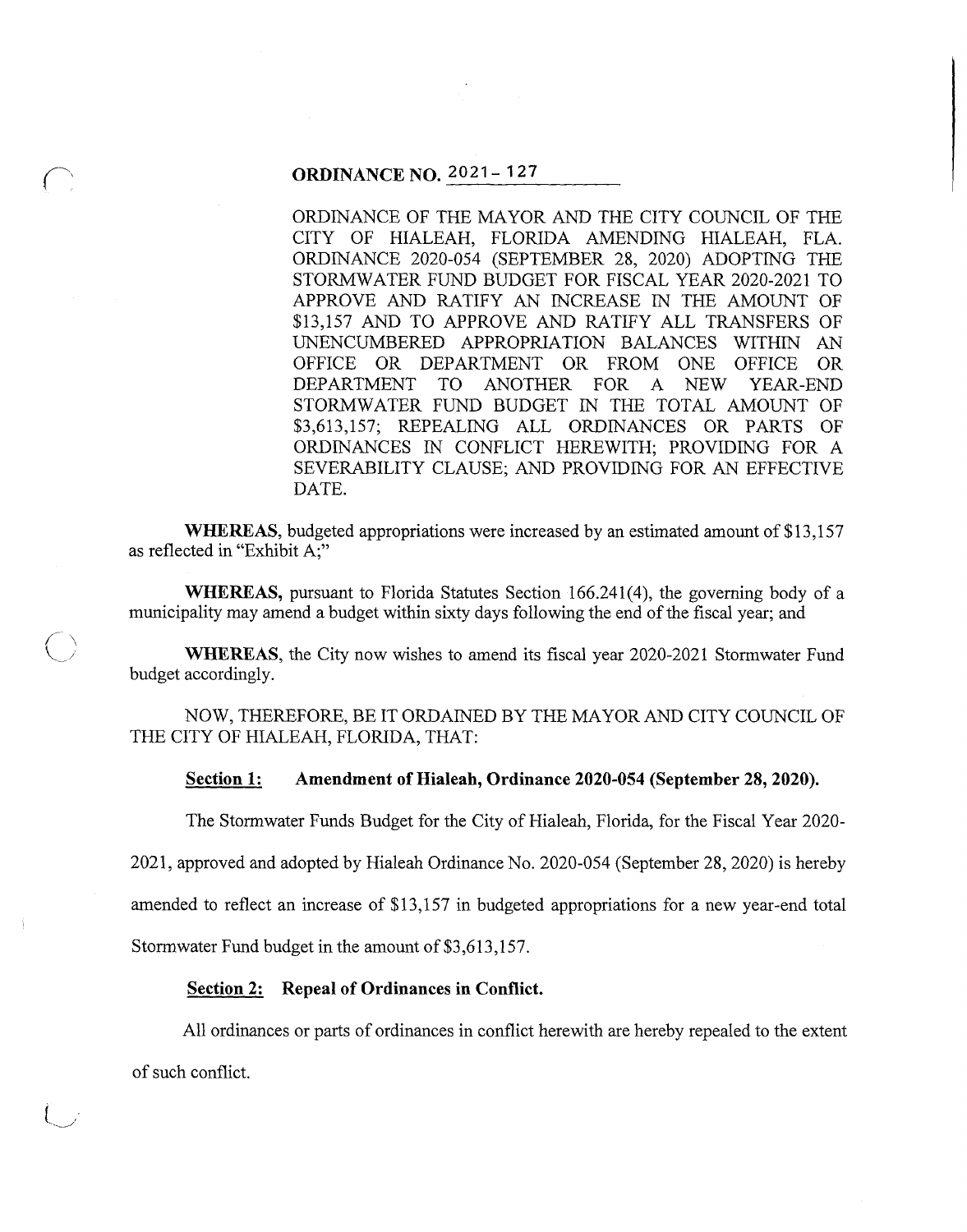# ORDINANCE NO. 2021 – 127

ORDINANCE OF THE MAYOR AND THE CITY COUNCIL OF THE CITY OF HIALEAH, FLORIDA AMENDING HIALEAH, FLA. ORDINANCE 2020-054 (SEPTEMBER 28, 2020) ADOPTING THE STORMWATER FUND BUDGET FOR FISCAL YEAR 2020-2021 TO APPROVE AND RATIFY AN INCREASE IN THE AMOUNT OF $13,157 AND TO APPROVE AND RATIFY ALL TRANSFERS OF UNENCUMBERED APPROPRIATION BALANCES WITHIN AN OFFICE OR DEPARTMENT OR FROM ONE OFFICE OR DEPARTMENT TO ANOTHER FOR A NEW YEAR-END STORMWATER FUND BUDGET IN THE TOTAL AMOUNT OF $3,613,157; REPEALING ALL ORDINANCES OR PARTS OF ORDINANCES IN CONFLICT HEREWITH; PROVIDING FOR A SEVERABILITY CLAUSE; AND PROVIDING FOR AN EFFECTIVE DATE.

**WHEREAS,** budgeted appropriations were increased by an estimated amount of $13,157 as reflected in "Exhibit A;"

**WHEREAS,** pursuant to Florida Statutes Section 166.241(4), the governing body of a municipality may amend a budget within sixty days following the end of the fiscal year; and

**WHEREAS,** the City now wishes to amend its fiscal year 2020-2021 Stormwater Fund budget accordingly.

NOW, THEREFORE, BE IT ORDAINED BY THE MAYOR AND CITY COUNCIL OF THE CITY OF HIALEAH, FLORIDA, THAT:

**Section 1: Amendment of Hialeah, Ordinance 2020-054 (September 28, 2020).**

The Stormwater Funds Budget for the City of Hialeah, Florida, for the Fiscal Year 2020-2021, approved and adopted by Hialeah Ordinance No. 2020-054 (September 28, 2020) is hereby amended to reflect an increase of $13,157 in budgeted appropriations for a new year-end total Stormwater Fund budget in the amount of $3,613,157.

**Section 2: Repeal of Ordinances in Conflict.**

All ordinances or parts of ordinances in conflict herewith are hereby repealed to the extent of such conflict.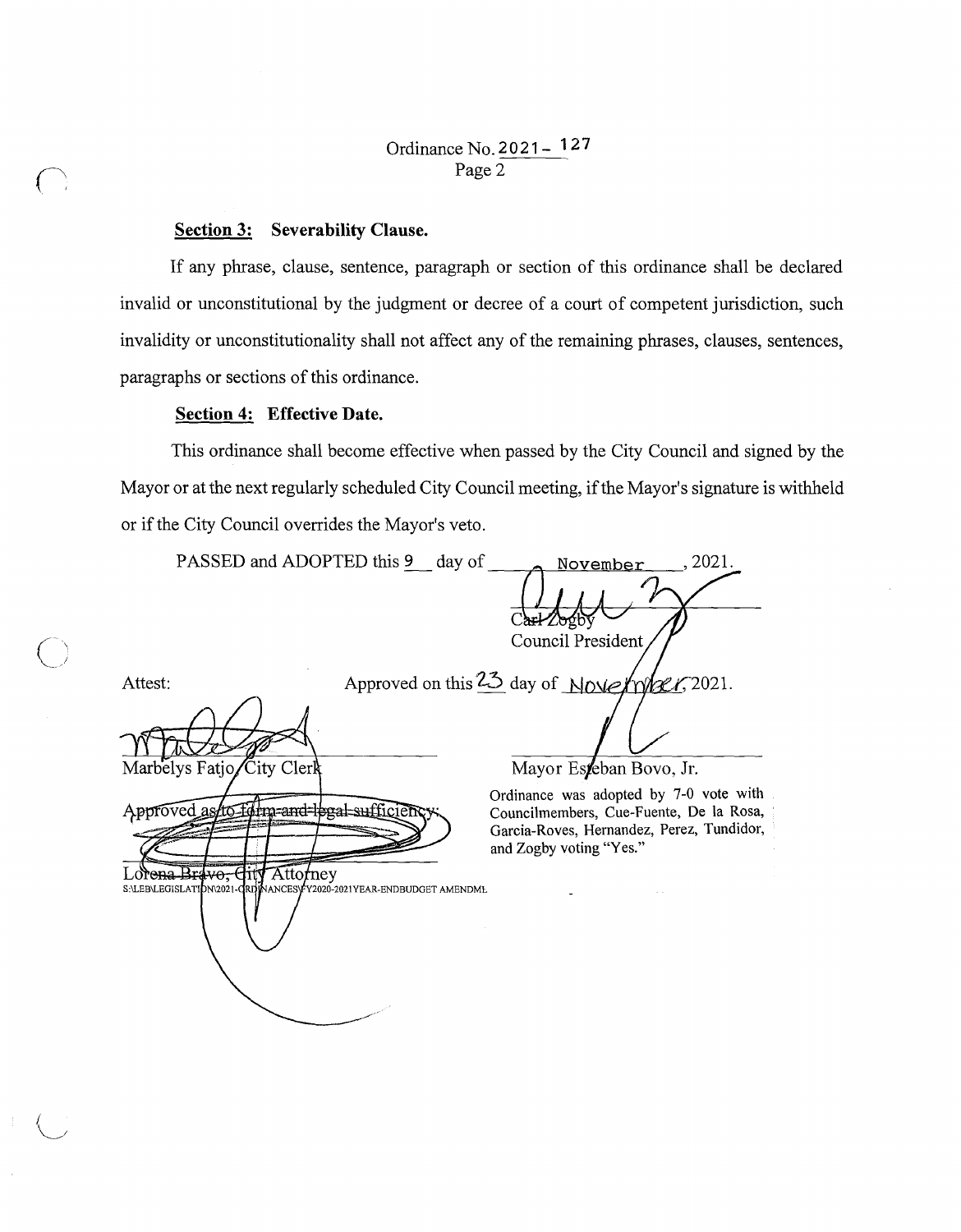Ordinance No. 2021 - 127

**Section 3: Severability Clause.**

If any phrase, clause, sentence, paragraph or section of this ordinance shall be declared invalid or unconstitutional by the judgment or decree of a court of competent jurisdiction, such invalidity or unconstitutionality shall not affect any of the remaining phrases, clauses, sentences, paragraphs or sections of this ordinance.

**Section 4: Effective Date.**

This ordinance shall become effective when passed by the City Council and signed by the Mayor or at the next regularly scheduled City Council meeting, if the Mayor's signature is withheld or if the City Council overrides the Mayor's veto.

PASSED and ADOPTED this 9 day of November, 2021.

Carl Zogby
Council President

Attest:

Marbelys Fatjo, City Clerk

Approved on this 23 day of November, 2021.

Mayor Esteban Bovo, Jr.

Approved as to form and legal sufficiency:

Lorena Bravo, City Attorney

S:\LEB\LEGISLATION\2021-ORDINANCES\FY2020-2021YEAR-ENDBUDGET AMENDME

Ordinance was adopted by 7-0 vote with Councilmembers, Cue-Fuente, De la Rosa, Garcia-Roves, Hernandez, Perez, Tundidor, and Zogby voting "Yes."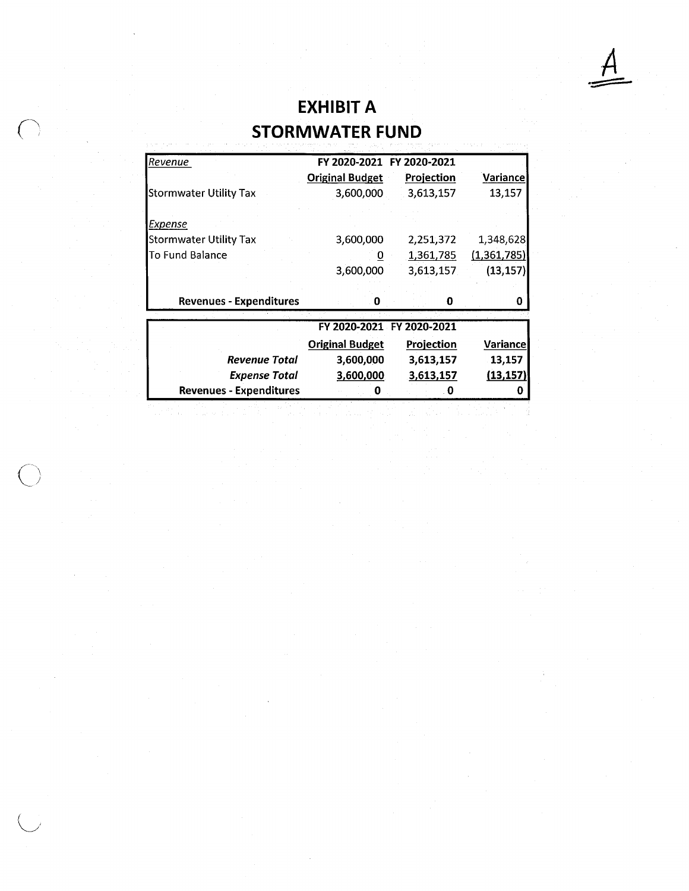A

# EXHIBIT A
# STORMWATER FUND

| *Revenue* | FY 2020-2021 Original Budget | FY 2020-2021 Projection | Variance |
| --- | --- | --- | --- |
| Stormwater Utility Tax | 3,600,000 | 3,613,157 | 13,157 |
| | | | |
| *Expense* | | | |
| Stormwater Utility Tax | 3,600,000 | 2,251,372 | 1,348,628 |
| To Fund Balance | 0 | 1,361,785 | (1,361,785) |
| | 3,600,000 | 3,613,157 | (13,157) |
| | | | |
| **Revenues - Expenditures** | **0** | **0** | **0** |

| | FY 2020-2021 Original Budget | FY 2020-2021 Projection | Variance |
| --- | --- | --- | --- |
| ***Revenue Total*** | **3,600,000** | **3,613,157** | **13,157** |
| ***Expense Total*** | **3,600,000** | **3,613,157** | **(13,157)** |
| **Revenues - Expenditures** | **0** | **0** | **0** |